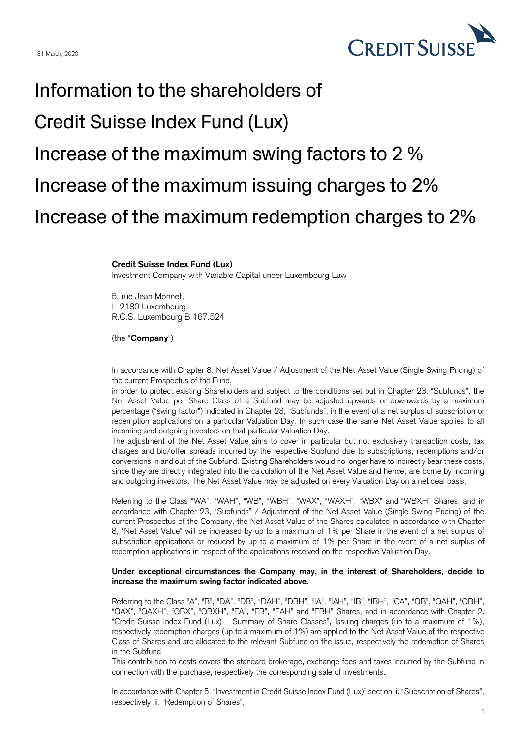31 March, 2020

# Information to the shareholders of Credit Suisse Index Fund (Lux)

# Increase of the maximum swing factors to 2 %

# Increase of the maximum issuing charges to 2%

# Increase of the maximum redemption charges to 2%

**Credit Suisse Index Fund (Lux)**
Investment Company with Variable Capital under Luxembourg Law

5, rue Jean Monnet,
L-2180 Luxembourg,
R.C.S. Luxembourg B 167.524

(the "**Company**")

In accordance with Chapter 8. Net Asset Value / Adjustment of the Net Asset Value (Single Swing Pricing) of the current Prospectus of the Fund,
in order to protect existing Shareholders and subject to the conditions set out in Chapter 23, "Subfunds", the Net Asset Value per Share Class of a Subfund may be adjusted upwards or downwards by a maximum percentage ("swing factor") indicated in Chapter 23, "Subfunds", in the event of a net surplus of subscription or redemption applications on a particular Valuation Day. In such case the same Net Asset Value applies to all incoming and outgoing investors on that particular Valuation Day.
The adjustment of the Net Asset Value aims to cover in particular but not exclusively transaction costs, tax charges and bid/offer spreads incurred by the respective Subfund due to subscriptions, redemptions and/or conversions in and out of the Subfund. Existing Shareholders would no longer have to indirectly bear these costs, since they are directly integrated into the calculation of the Net Asset Value and hence, are borne by incoming and outgoing investors. The Net Asset Value may be adjusted on every Valuation Day on a net deal basis.

Referring to the Class "WA", "WAH", "WB", "WBH", "WAX", "WAXH", "WBX" and "WBXH" Shares, and in accordance with Chapter 23, "Subfunds" / Adjustment of the Net Asset Value (Single Swing Pricing) of the current Prospectus of the Company, the Net Asset Value of the Shares calculated in accordance with Chapter 8, "Net Asset Value" will be increased by up to a maximum of 1% per Share in the event of a net surplus of subscription applications or reduced by up to a maximum of 1% per Share in the event of a net surplus of redemption applications in respect of the applications received on the respective Valuation Day.

**Under exceptional circumstances the Company may, in the interest of Shareholders, decide to increase the maximum swing factor indicated above.**

Referring to the Class "A", "B", "DA", "DB", "DAH", "DBH", "IA", "IAH", "IB", "IBH", "QA", "QB", "QAH", "QBH", "QAX", "QAXH", "QBX", "QBXH", "FA", "FB", "FAH" and "FBH" Shares, and in accordance with Chapter 2. "Credit Suisse Index Fund (Lux) – Summary of Share Classes", Issuing charges (up to a maximum of 1%), respectively redemption charges (up to a maximum of 1%) are applied to the Net Asset Value of the respective Class of Shares and are allocated to the relevant Subfund on the issue, respectively the redemption of Shares in the Subfund.
This contribution to costs covers the standard brokerage, exchange fees and taxes incurred by the Subfund in connection with the purchase, respectively the corresponding sale of investments.

In accordance with Chapter 5. "Investment in Credit Suisse Index Fund (Lux)" section ii. "Subscription of Shares", respectively iii. "Redemption of Shares",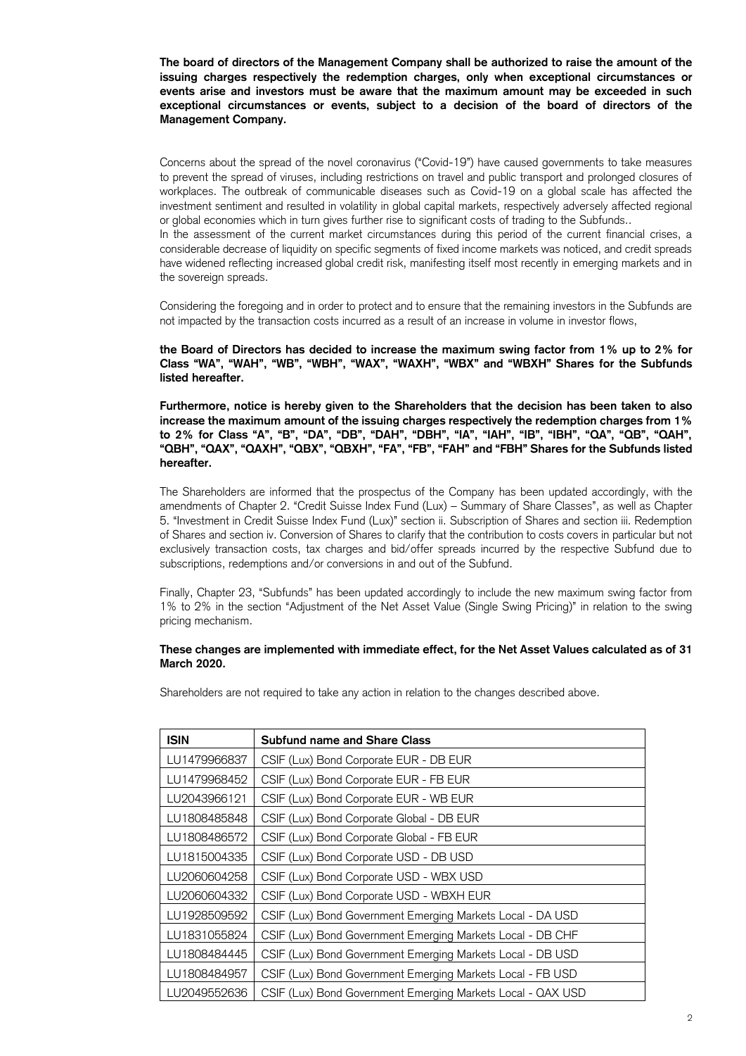**The board of directors of the Management Company shall be authorized to raise the amount of the issuing charges respectively the redemption charges, only when exceptional circumstances or events arise and investors must be aware that the maximum amount may be exceeded in such exceptional circumstances or events, subject to a decision of the board of directors of the Management Company.**

Concerns about the spread of the novel coronavirus ("Covid-19") have caused governments to take measures to prevent the spread of viruses, including restrictions on travel and public transport and prolonged closures of workplaces. The outbreak of communicable diseases such as Covid-19 on a global scale has affected the investment sentiment and resulted in volatility in global capital markets, respectively adversely affected regional or global economies which in turn gives further rise to significant costs of trading to the Subfunds..
In the assessment of the current market circumstances during this period of the current financial crises, a considerable decrease of liquidity on specific segments of fixed income markets was noticed, and credit spreads have widened reflecting increased global credit risk, manifesting itself most recently in emerging markets and in the sovereign spreads.

Considering the foregoing and in order to protect and to ensure that the remaining investors in the Subfunds are not impacted by the transaction costs incurred as a result of an increase in volume in investor flows,

**the Board of Directors has decided to increase the maximum swing factor from 1% up to 2% for Class "WA", "WAH", "WB", "WBH", "WAX", "WAXH", "WBX" and "WBXH" Shares for the Subfunds listed hereafter.**

**Furthermore, notice is hereby given to the Shareholders that the decision has been taken to also increase the maximum amount of the issuing charges respectively the redemption charges from 1% to 2% for Class "A", "B", "DA", "DB", "DAH", "DBH", "IA", "IAH", "IB", "IBH", "QA", "QB", "QAH", "QBH", "QAX", "QAXH", "QBX", "QBXH", "FA", "FB", "FAH" and "FBH" Shares for the Subfunds listed hereafter.**

The Shareholders are informed that the prospectus of the Company has been updated accordingly, with the amendments of Chapter 2. "Credit Suisse Index Fund (Lux) – Summary of Share Classes", as well as Chapter 5. "Investment in Credit Suisse Index Fund (Lux)" section ii. Subscription of Shares and section iii. Redemption of Shares and section iv. Conversion of Shares to clarify that the contribution to costs covers in particular but not exclusively transaction costs, tax charges and bid/offer spreads incurred by the respective Subfund due to subscriptions, redemptions and/or conversions in and out of the Subfund.

Finally, Chapter 23, "Subfunds" has been updated accordingly to include the new maximum swing factor from 1% to 2% in the section "Adjustment of the Net Asset Value (Single Swing Pricing)" in relation to the swing pricing mechanism.

**These changes are implemented with immediate effect, for the Net Asset Values calculated as of 31 March 2020.**

Shareholders are not required to take any action in relation to the changes described above.

| ISIN | Subfund name and Share Class |
|---|---|
| LU1479966837 | CSIF (Lux) Bond Corporate EUR - DB EUR |
| LU1479968452 | CSIF (Lux) Bond Corporate EUR - FB EUR |
| LU2043966121 | CSIF (Lux) Bond Corporate EUR - WB EUR |
| LU1808485848 | CSIF (Lux) Bond Corporate Global - DB EUR |
| LU1808486572 | CSIF (Lux) Bond Corporate Global - FB EUR |
| LU1815004335 | CSIF (Lux) Bond Corporate USD - DB USD |
| LU2060604258 | CSIF (Lux) Bond Corporate USD - WBX USD |
| LU2060604332 | CSIF (Lux) Bond Corporate USD - WBXH EUR |
| LU1928509592 | CSIF (Lux) Bond Government Emerging Markets Local - DA USD |
| LU1831055824 | CSIF (Lux) Bond Government Emerging Markets Local - DB CHF |
| LU1808484445 | CSIF (Lux) Bond Government Emerging Markets Local - DB USD |
| LU1808484957 | CSIF (Lux) Bond Government Emerging Markets Local - FB USD |
| LU2049552636 | CSIF (Lux) Bond Government Emerging Markets Local - QAX USD |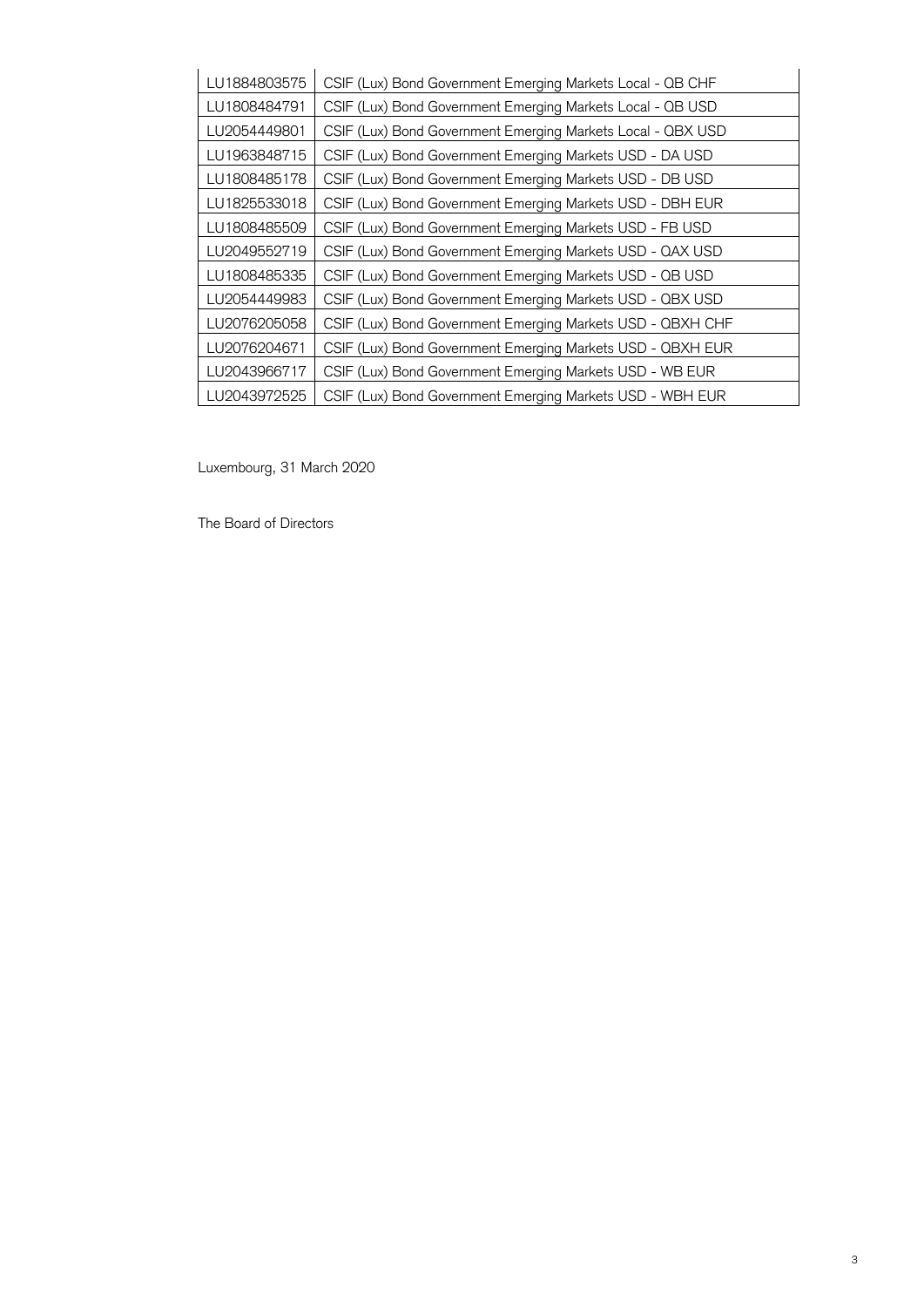| | |
|---|---|
| LU1884803575 | CSIF (Lux) Bond Government Emerging Markets Local - QB CHF |
| LU1808484791 | CSIF (Lux) Bond Government Emerging Markets Local - QB USD |
| LU2054449801 | CSIF (Lux) Bond Government Emerging Markets Local - QBX USD |
| LU1963848715 | CSIF (Lux) Bond Government Emerging Markets USD - DA USD |
| LU1808485178 | CSIF (Lux) Bond Government Emerging Markets USD - DB USD |
| LU1825533018 | CSIF (Lux) Bond Government Emerging Markets USD - DBH EUR |
| LU1808485509 | CSIF (Lux) Bond Government Emerging Markets USD - FB USD |
| LU2049552719 | CSIF (Lux) Bond Government Emerging Markets USD - QAX USD |
| LU1808485335 | CSIF (Lux) Bond Government Emerging Markets USD - QB USD |
| LU2054449983 | CSIF (Lux) Bond Government Emerging Markets USD - QBX USD |
| LU2076205058 | CSIF (Lux) Bond Government Emerging Markets USD - QBXH CHF |
| LU2076204671 | CSIF (Lux) Bond Government Emerging Markets USD - QBXH EUR |
| LU2043966717 | CSIF (Lux) Bond Government Emerging Markets USD - WB EUR |
| LU2043972525 | CSIF (Lux) Bond Government Emerging Markets USD - WBH EUR |

Luxembourg, 31 March 2020

The Board of Directors